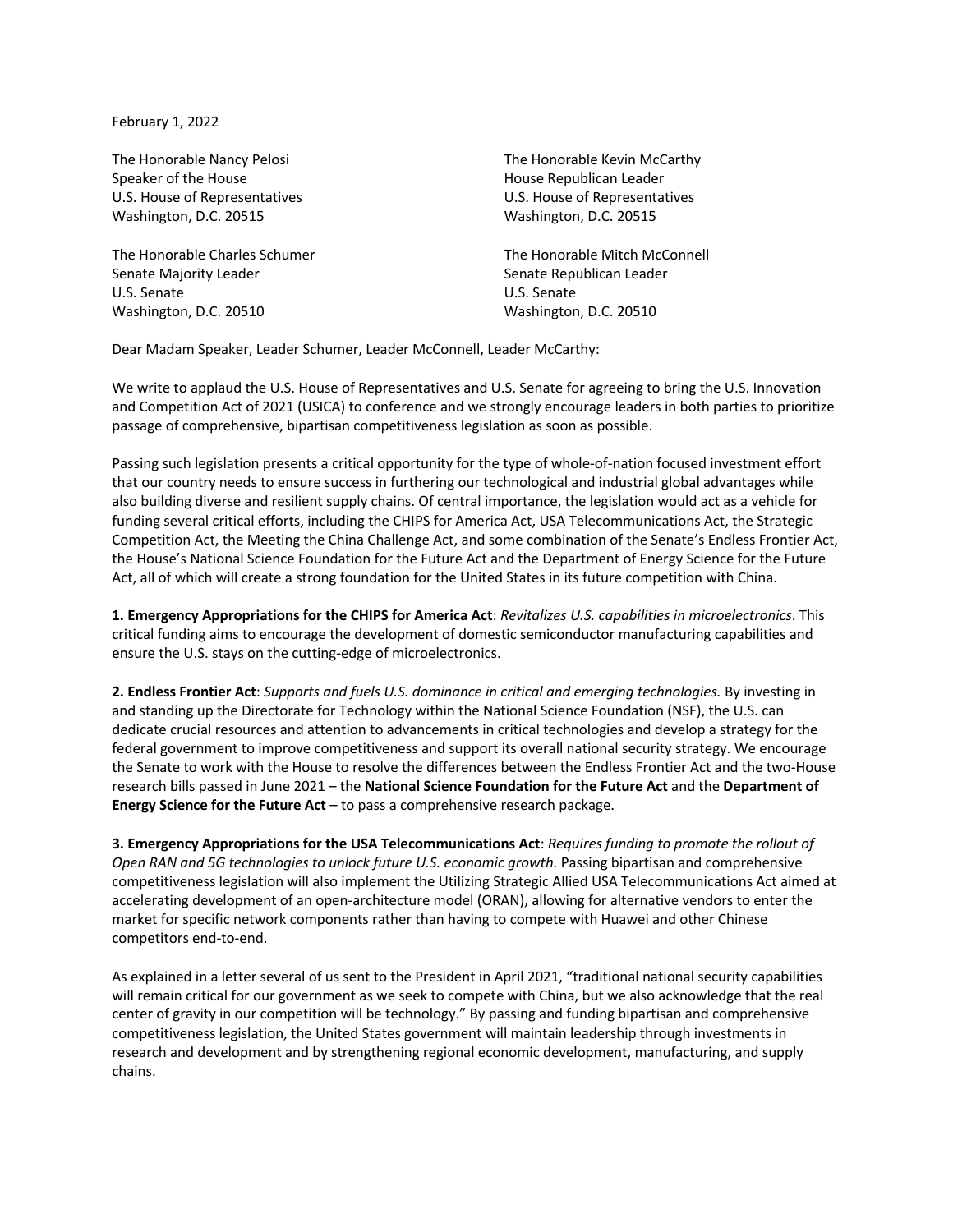February 1, 2022

The Honorable Nancy Pelosi
Speaker of the House
U.S. House of Representatives
Washington, D.C. 20515

The Honorable Kevin McCarthy
House Republican Leader
U.S. House of Representatives
Washington, D.C. 20515

The Honorable Charles Schumer
Senate Majority Leader
U.S. Senate
Washington, D.C. 20510

The Honorable Mitch McConnell
Senate Republican Leader
U.S. Senate
Washington, D.C. 20510

Dear Madam Speaker, Leader Schumer, Leader McConnell, Leader McCarthy:

We write to applaud the U.S. House of Representatives and U.S. Senate for agreeing to bring the U.S. Innovation and Competition Act of 2021 (USICA) to conference and we strongly encourage leaders in both parties to prioritize passage of comprehensive, bipartisan competitiveness legislation as soon as possible.

Passing such legislation presents a critical opportunity for the type of whole-of-nation focused investment effort that our country needs to ensure success in furthering our technological and industrial global advantages while also building diverse and resilient supply chains. Of central importance, the legislation would act as a vehicle for funding several critical efforts, including the CHIPS for America Act, USA Telecommunications Act, the Strategic Competition Act, the Meeting the China Challenge Act, and some combination of the Senate's Endless Frontier Act, the House's National Science Foundation for the Future Act and the Department of Energy Science for the Future Act, all of which will create a strong foundation for the United States in its future competition with China.

**1. Emergency Appropriations for the CHIPS for America Act**: *Revitalizes U.S. capabilities in microelectronics*. This critical funding aims to encourage the development of domestic semiconductor manufacturing capabilities and ensure the U.S. stays on the cutting-edge of microelectronics.

**2. Endless Frontier Act**: *Supports and fuels U.S. dominance in critical and emerging technologies.* By investing in and standing up the Directorate for Technology within the National Science Foundation (NSF), the U.S. can dedicate crucial resources and attention to advancements in critical technologies and develop a strategy for the federal government to improve competitiveness and support its overall national security strategy. We encourage the Senate to work with the House to resolve the differences between the Endless Frontier Act and the two-House research bills passed in June 2021 – the **National Science Foundation for the Future Act** and the **Department of Energy Science for the Future Act** – to pass a comprehensive research package.

**3. Emergency Appropriations for the USA Telecommunications Act**: *Requires funding to promote the rollout of Open RAN and 5G technologies to unlock future U.S. economic growth.* Passing bipartisan and comprehensive competitiveness legislation will also implement the Utilizing Strategic Allied USA Telecommunications Act aimed at accelerating development of an open-architecture model (ORAN), allowing for alternative vendors to enter the market for specific network components rather than having to compete with Huawei and other Chinese competitors end-to-end.

As explained in a letter several of us sent to the President in April 2021, "traditional national security capabilities will remain critical for our government as we seek to compete with China, but we also acknowledge that the real center of gravity in our competition will be technology." By passing and funding bipartisan and comprehensive competitiveness legislation, the United States government will maintain leadership through investments in research and development and by strengthening regional economic development, manufacturing, and supply chains.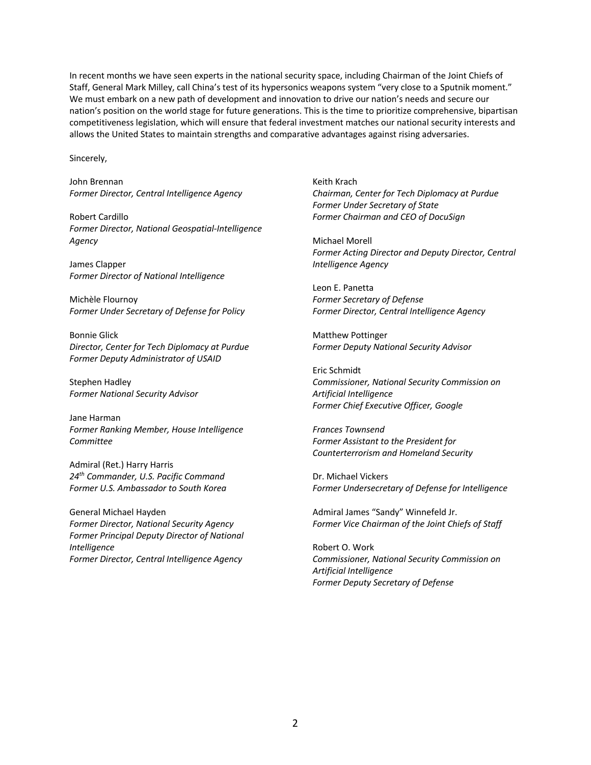In recent months we have seen experts in the national security space, including Chairman of the Joint Chiefs of Staff, General Mark Milley, call China's test of its hypersonics weapons system "very close to a Sputnik moment." We must embark on a new path of development and innovation to drive our nation's needs and secure our nation's position on the world stage for future generations. This is the time to prioritize comprehensive, bipartisan competitiveness legislation, which will ensure that federal investment matches our national security interests and allows the United States to maintain strengths and comparative advantages against rising adversaries.

Sincerely,

John Brennan
*Former Director, Central Intelligence Agency*

Robert Cardillo
*Former Director, National Geospatial-Intelligence Agency*

James Clapper
*Former Director of National Intelligence*

Michèle Flournoy
*Former Under Secretary of Defense for Policy*

Bonnie Glick
*Director, Center for Tech Diplomacy at Purdue*
*Former Deputy Administrator of USAID*

Stephen Hadley
*Former National Security Advisor*

Jane Harman
*Former Ranking Member, House Intelligence Committee*

Admiral (Ret.) Harry Harris
*24th Commander, U.S. Pacific Command*
*Former U.S. Ambassador to South Korea*

General Michael Hayden
*Former Director, National Security Agency*
*Former Principal Deputy Director of National Intelligence*
*Former Director, Central Intelligence Agency*

Keith Krach
*Chairman, Center for Tech Diplomacy at Purdue*
*Former Under Secretary of State*
*Former Chairman and CEO of DocuSign*

Michael Morell
*Former Acting Director and Deputy Director, Central Intelligence Agency*

Leon E. Panetta
*Former Secretary of Defense*
*Former Director, Central Intelligence Agency*

Matthew Pottinger
*Former Deputy National Security Advisor*

Eric Schmidt
*Commissioner, National Security Commission on Artificial Intelligence*
*Former Chief Executive Officer, Google*

*Frances Townsend*
*Former Assistant to the President for Counterterrorism and Homeland Security*

Dr. Michael Vickers
*Former Undersecretary of Defense for Intelligence*

Admiral James "Sandy" Winnefeld Jr.
*Former Vice Chairman of the Joint Chiefs of Staff*

Robert O. Work
*Commissioner, National Security Commission on Artificial Intelligence*
*Former Deputy Secretary of Defense*